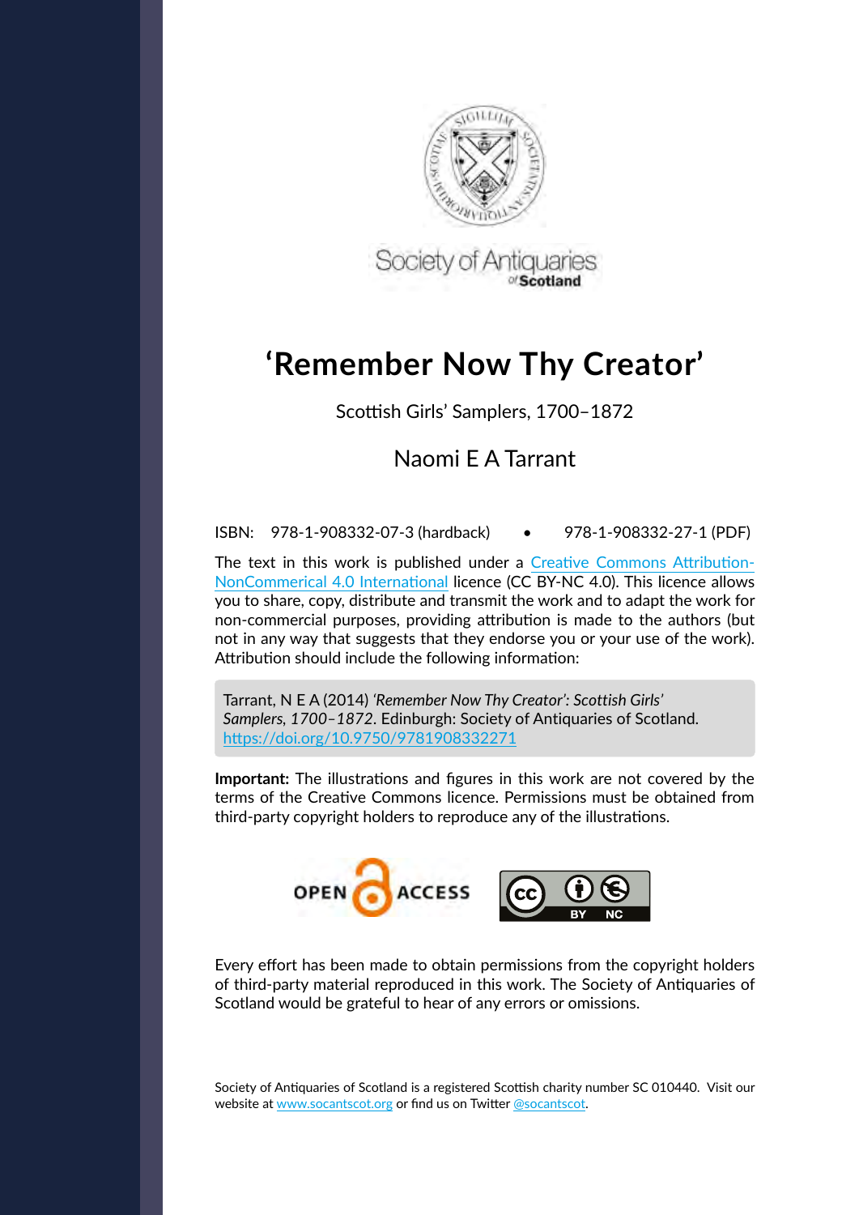Society of Antiquaries of Scotland

# ‘Remember Now Thy Creator’

Scottish Girls’ Samplers, 1700–1872

Naomi E A Tarrant

ISBN: 978-1-908332-07-3 (hardback) • 978-1-908332-27-1 (PDF)

The text in this work is published under a Creative Commons Attribution-NonCommerical 4.0 International licence (CC BY-NC 4.0). This licence allows you to share, copy, distribute and transmit the work and to adapt the work for non-commercial purposes, providing attribution is made to the authors (but not in any way that suggests that they endorse you or your use of the work). Attribution should include the following information:

> Tarrant, N E A (2014) *‘Remember Now Thy Creator’: Scottish Girls’ Samplers, 1700–1872*. Edinburgh: Society of Antiquaries of Scotland. https://doi.org/10.9750/9781908332271

**Important:** The illustrations and figures in this work are not covered by the terms of the Creative Commons licence. Permissions must be obtained from third-party copyright holders to reproduce any of the illustrations.

OPEN ACCESS

Every effort has been made to obtain permissions from the copyright holders of third-party material reproduced in this work. The Society of Antiquaries of Scotland would be grateful to hear of any errors or omissions.

Society of Antiquaries of Scotland is a registered Scottish charity number SC 010440. Visit our website at www.socantscot.org or find us on Twitter @socantscot.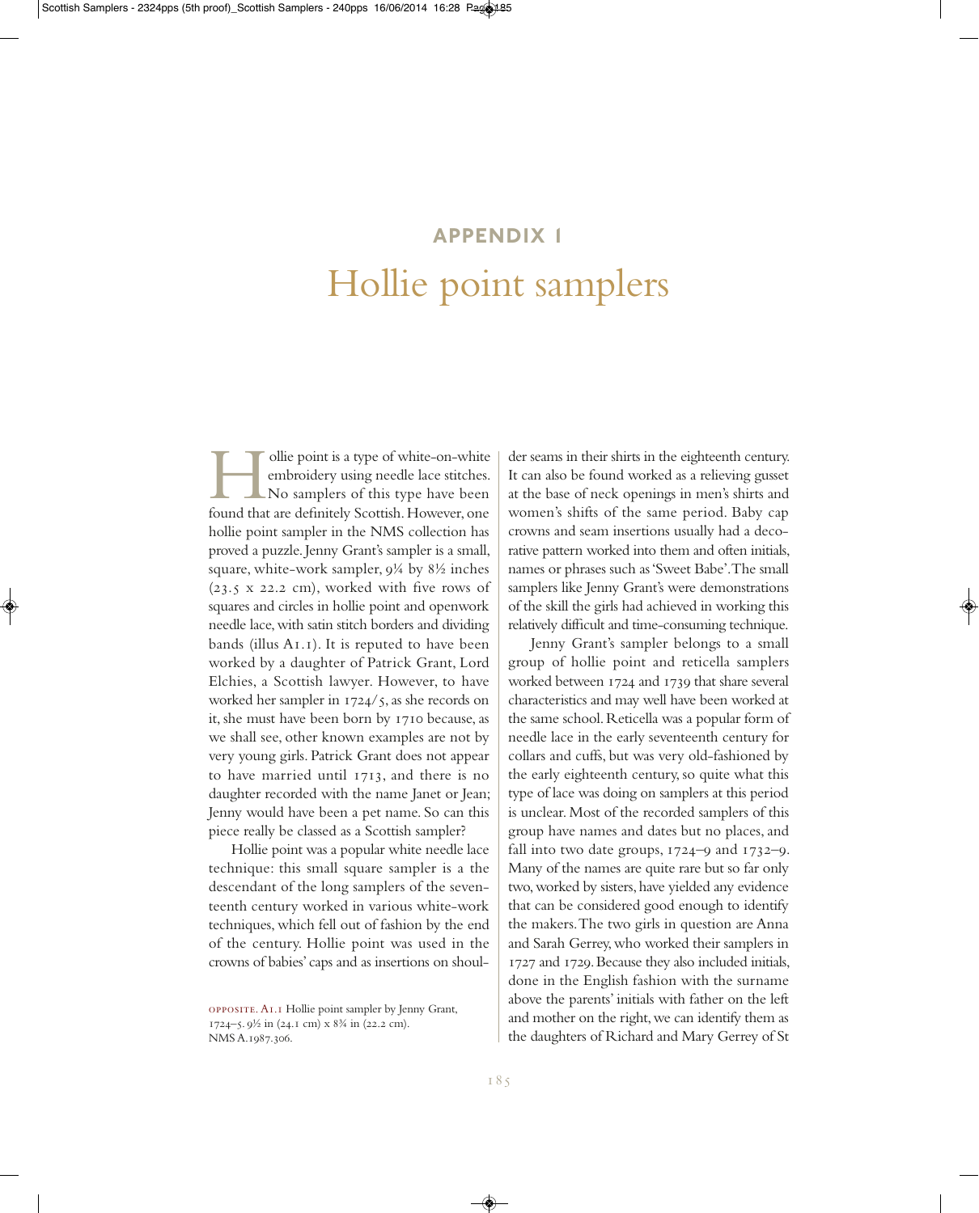# APPENDIX 1

# Hollie point samplers

Hollie point is a type of white-on-white embroidery using needle lace stitches. No samplers of this type have been found that are definitely Scottish. However, one hollie point sampler in the NMS collection has proved a puzzle. Jenny Grant's sampler is a small, square, white-work sampler, 9¼ by 8½ inches (23.5 x 22.2 cm), worked with five rows of squares and circles in hollie point and openwork needle lace, with satin stitch borders and dividing bands (illus A1.1). It is reputed to have been worked by a daughter of Patrick Grant, Lord Elchies, a Scottish lawyer. However, to have worked her sampler in 1724/5, as she records on it, she must have been born by 1710 because, as we shall see, other known examples are not by very young girls. Patrick Grant does not appear to have married until 1713, and there is no daughter recorded with the name Janet or Jean; Jenny would have been a pet name. So can this piece really be classed as a Scottish sampler?

Hollie point was a popular white needle lace technique: this small square sampler is a the descendant of the long samplers of the seventeenth century worked in various white-work techniques, which fell out of fashion by the end of the century. Hollie point was used in the crowns of babies' caps and as insertions on shoulder seams in their shirts in the eighteenth century. It can also be found worked as a relieving gusset at the base of neck openings in men's shirts and women's shifts of the same period. Baby cap crowns and seam insertions usually had a decorative pattern worked into them and often initials, names or phrases such as 'Sweet Babe'. The small samplers like Jenny Grant's were demonstrations of the skill the girls had achieved in working this relatively difficult and time-consuming technique.

Jenny Grant's sampler belongs to a small group of hollie point and reticella samplers worked between 1724 and 1739 that share several characteristics and may well have been worked at the same school. Reticella was a popular form of needle lace in the early seventeenth century for collars and cuffs, but was very old-fashioned by the early eighteenth century, so quite what this type of lace was doing on samplers at this period is unclear. Most of the recorded samplers of this group have names and dates but no places, and fall into two date groups, 1724–9 and 1732–9. Many of the names are quite rare but so far only two, worked by sisters, have yielded any evidence that can be considered good enough to identify the makers. The two girls in question are Anna and Sarah Gerrey, who worked their samplers in 1727 and 1729. Because they also included initials, done in the English fashion with the surname above the parents' initials with father on the left and mother on the right, we can identify them as the daughters of Richard and Mary Gerrey of St

OPPOSITE. A1.1 Hollie point sampler by Jenny Grant, 1724–5. 9½ in (24.1 cm) x 8¾ in (22.2 cm). NMS A.1987.306.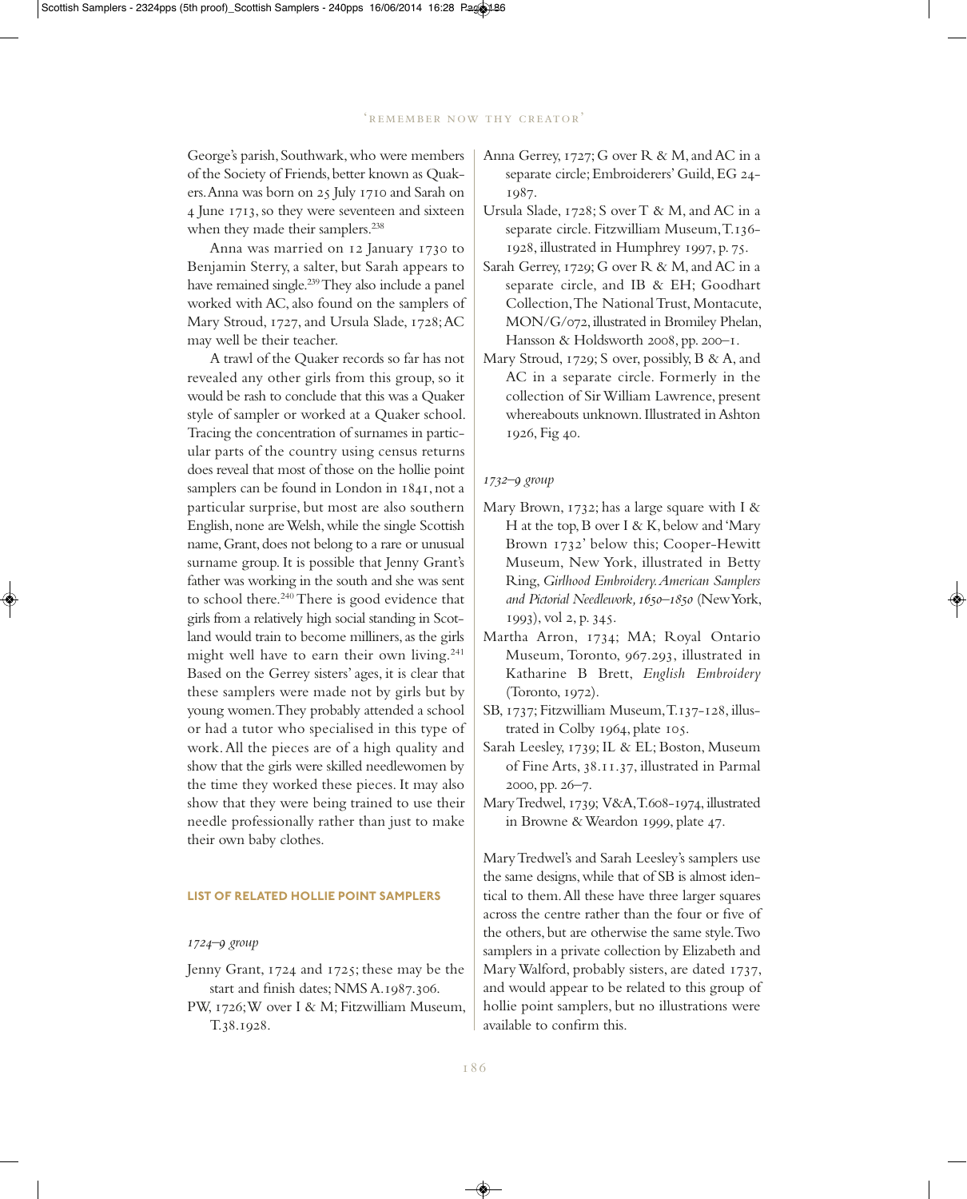George's parish, Southwark, who were members of the Society of Friends, better known as Quakers. Anna was born on 25 July 1710 and Sarah on 4 June 1713, so they were seventeen and sixteen when they made their samplers.[238]

Anna was married on 12 January 1730 to Benjamin Sterry, a salter, but Sarah appears to have remained single.[239] They also include a panel worked with AC, also found on the samplers of Mary Stroud, 1727, and Ursula Slade, 1728; AC may well be their teacher.

A trawl of the Quaker records so far has not revealed any other girls from this group, so it would be rash to conclude that this was a Quaker style of sampler or worked at a Quaker school. Tracing the concentration of surnames in particular parts of the country using census returns does reveal that most of those on the hollie point samplers can be found in London in 1841, not a particular surprise, but most are also southern English, none are Welsh, while the single Scottish name, Grant, does not belong to a rare or unusual surname group. It is possible that Jenny Grant's father was working in the south and she was sent to school there.[240] There is good evidence that girls from a relatively high social standing in Scotland would train to become milliners, as the girls might well have to earn their own living.[241] Based on the Gerrey sisters' ages, it is clear that these samplers were made not by girls but by young women. They probably attended a school or had a tutor who specialised in this type of work. All the pieces are of a high quality and show that the girls were skilled needlewomen by the time they worked these pieces. It may also show that they were being trained to use their needle professionally rather than just to make their own baby clothes.

### LIST OF RELATED HOLLIE POINT SAMPLERS

*1724–9 group*

Jenny Grant, 1724 and 1725; these may be the start and finish dates; NMS A.1987.306.

PW, 1726; W over I & M; Fitzwilliam Museum, T.38.1928.

Anna Gerrey, 1727; G over R & M, and AC in a separate circle; Embroiderers' Guild, EG 24-1987.

Ursula Slade, 1728; S over T & M, and AC in a separate circle. Fitzwilliam Museum, T.136-1928, illustrated in Humphrey 1997, p. 75.

Sarah Gerrey, 1729; G over R & M, and AC in a separate circle, and IB & EH; Goodhart Collection, The National Trust, Montacute, MON/G/072, illustrated in Bromiley Phelan, Hansson & Holdsworth 2008, pp. 200–1.

Mary Stroud, 1729; S over, possibly, B & A, and AC in a separate circle. Formerly in the collection of Sir William Lawrence, present whereabouts unknown. Illustrated in Ashton 1926, Fig 40.

*1732–9 group*

Mary Brown, 1732; has a large square with I & H at the top, B over I & K, below and 'Mary Brown 1732' below this; Cooper-Hewitt Museum, New York, illustrated in Betty Ring, *Girlhood Embroidery. American Samplers and Pictorial Needlework, 1650–1850* (New York, 1993), vol 2, p. 345.

Martha Arron, 1734; MA; Royal Ontario Museum, Toronto, 967.293, illustrated in Katharine B Brett, *English Embroidery* (Toronto, 1972).

SB, 1737; Fitzwilliam Museum, T.137-128, illustrated in Colby 1964, plate 105.

Sarah Leesley, 1739; IL & EL; Boston, Museum of Fine Arts, 38.11.37, illustrated in Parmal 2000, pp. 26–7.

Mary Tredwel, 1739; V&A, T.608-1974, illustrated in Browne & Weardon 1999, plate 47.

Mary Tredwel's and Sarah Leesley's samplers use the same designs, while that of SB is almost identical to them. All these have three larger squares across the centre rather than the four or five of the others, but are otherwise the same style. Two samplers in a private collection by Elizabeth and Mary Walford, probably sisters, are dated 1737, and would appear to be related to this group of hollie point samplers, but no illustrations were available to confirm this.